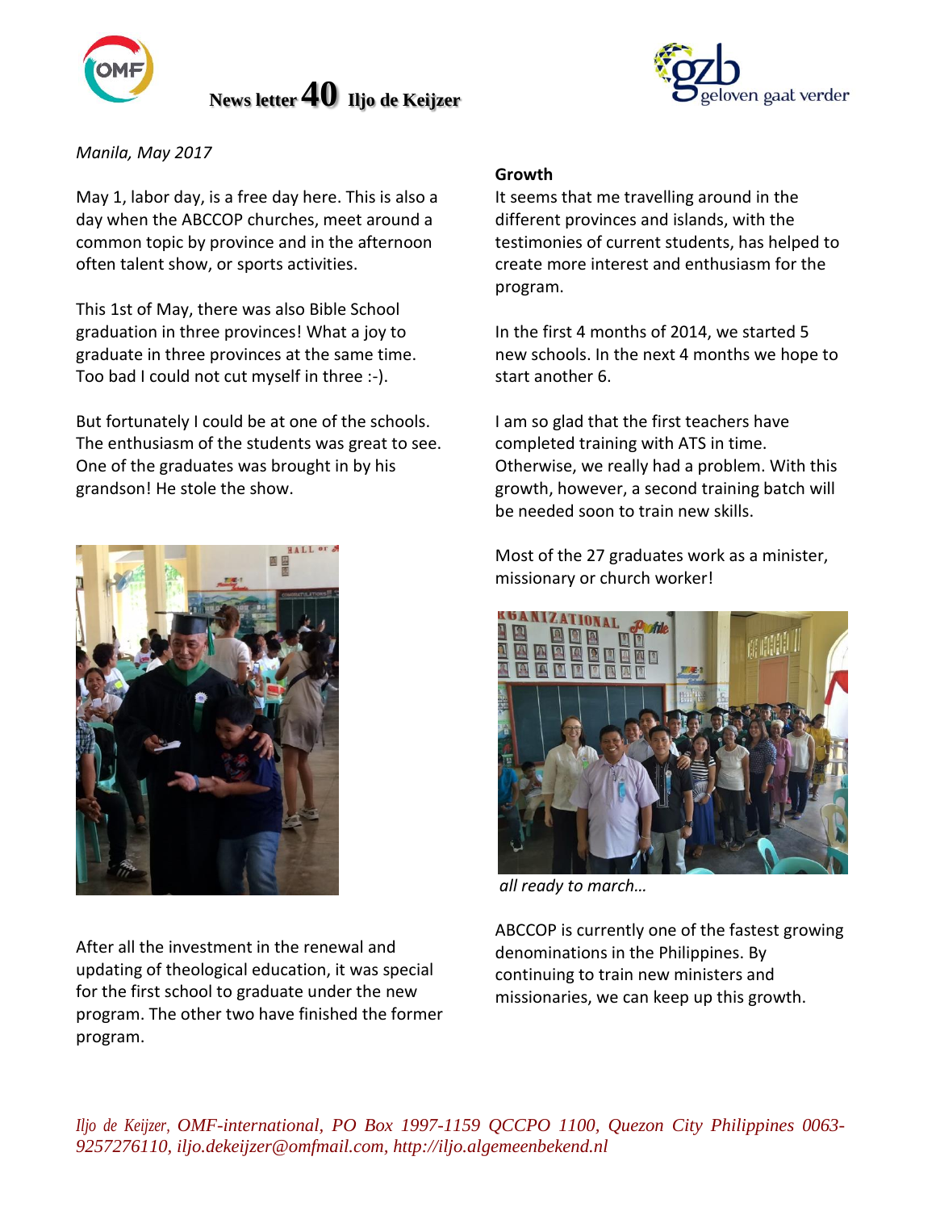# News letter 40 Iljo de Keijzer

*Manila, May 2017*

May 1, labor day, is a free day here. This is also a day when the ABCCOP churches, meet around a common topic by province and in the afternoon often talent show, or sports activities.

This 1st of May, there was also Bible School graduation in three provinces! What a joy to graduate in three provinces at the same time. Too bad I could not cut myself in three :-).

But fortunately I could be at one of the schools. The enthusiasm of the students was great to see. One of the graduates was brought in by his grandson! He stole the show.

After all the investment in the renewal and updating of theological education, it was special for the first school to graduate under the new program. The other two have finished the former program.

**Growth**

It seems that me travelling around in the different provinces and islands, with the testimonies of current students, has helped to create more interest and enthusiasm for the program.

In the first 4 months of 2014, we started 5 new schools. In the next 4 months we hope to start another 6.

I am so glad that the first teachers have completed training with ATS in time. Otherwise, we really had a problem. With this growth, however, a second training batch will be needed soon to train new skills.

Most of the 27 graduates work as a minister, missionary or church worker!

*all ready to march…*

ABCCOP is currently one of the fastest growing denominations in the Philippines. By continuing to train new ministers and missionaries, we can keep up this growth.

*Iljo de Keijzer, OMF-international, PO Box 1997-1159 QCCPO 1100, Quezon City Philippines 0063-9257276110, iljo.dekeijzer@omfmail.com, http://iljo.algemeenbekend.nl*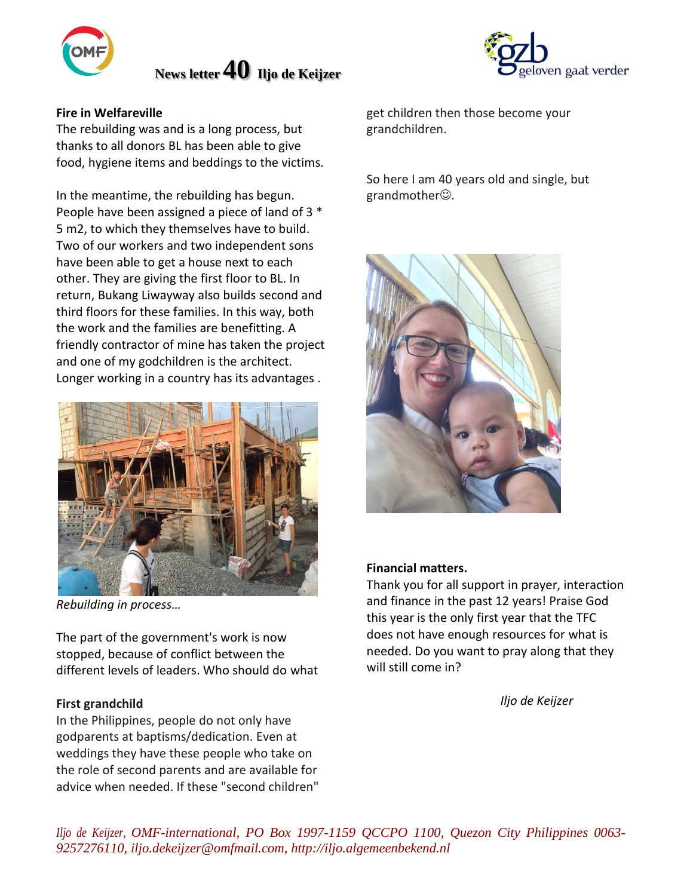# News letter 40 Iljo de Keijzer

**Fire in Welfareville**

The rebuilding was and is a long process, but thanks to all donors BL has been able to give food, hygiene items and beddings to the victims.

In the meantime, the rebuilding has begun. People have been assigned a piece of land of 3 * 5 m2, to which they themselves have to build. Two of our workers and two independent sons have been able to get a house next to each other. They are giving the first floor to BL. In return, Bukang Liwayway also builds second and third floors for these families. In this way, both the work and the families are benefitting. A friendly contractor of mine has taken the project and one of my godchildren is the architect. Longer working in a country has its advantages .

*Rebuilding in process…*

The part of the government's work is now stopped, because of conflict between the different levels of leaders. Who should do what

**First grandchild**

In the Philippines, people do not only have godparents at baptisms/dedication. Even at weddings they have these people who take on the role of second parents and are available for advice when needed. If these "second children" get children then those become your grandchildren.

So here I am 40 years old and single, but grandmother☺.

**Financial matters.**

Thank you for all support in prayer, interaction and finance in the past 12 years! Praise God this year is the only first year that the TFC does not have enough resources for what is needed. Do you want to pray along that they will still come in?

*Iljo de Keijzer*

*Iljo de Keijzer, OMF-international, PO Box 1997-1159 QCCPO 1100, Quezon City Philippines 0063-9257276110, iljo.dekeijzer@omfmail.com, http://iljo.algemeenbekend.nl*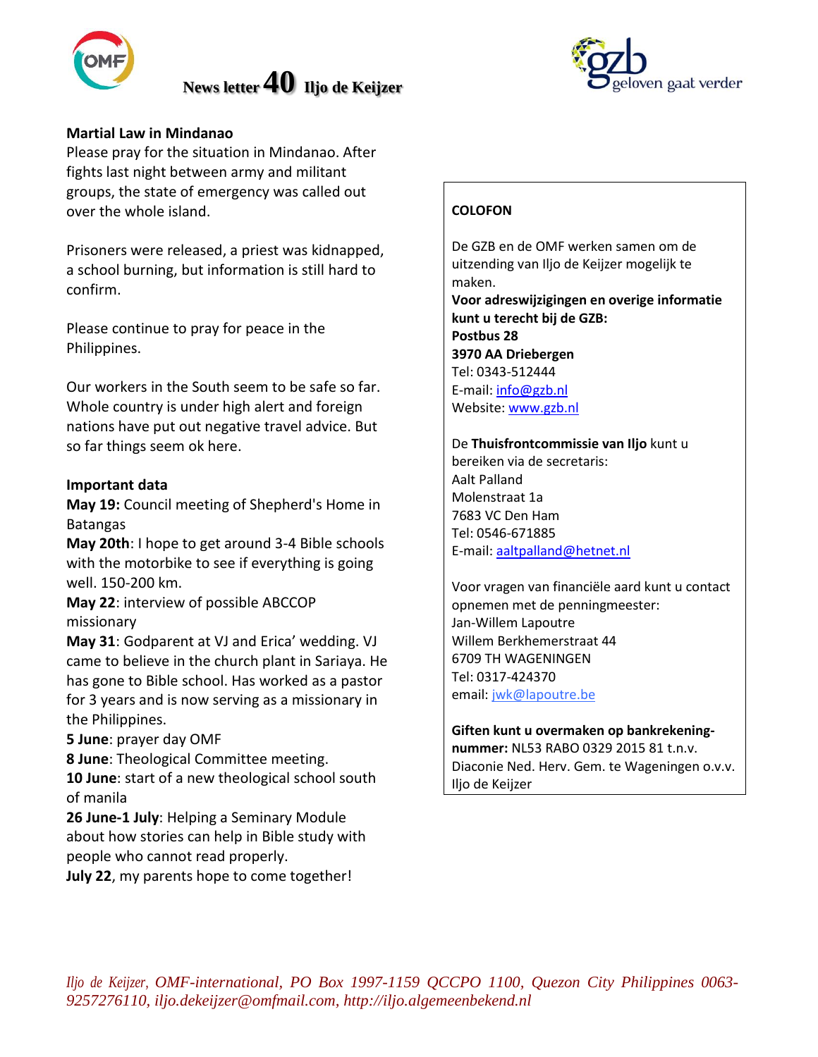News letter **40** Iljo de Keijzer

**Martial Law in Mindanao**

Please pray for the situation in Mindanao. After fights last night between army and militant groups, the state of emergency was called out over the whole island.

Prisoners were released, a priest was kidnapped, a school burning, but information is still hard to confirm.

Please continue to pray for peace in the Philippines.

Our workers in the South seem to be safe so far. Whole country is under high alert and foreign nations have put out negative travel advice. But so far things seem ok here.

**Important data**

**May 19:** Council meeting of Shepherd's Home in Batangas

**May 20th**: I hope to get around 3-4 Bible schools with the motorbike to see if everything is going well. 150-200 km.

**May 22**: interview of possible ABCCOP missionary

**May 31**: Godparent at VJ and Erica' wedding. VJ came to believe in the church plant in Sariaya. He has gone to Bible school. Has worked as a pastor for 3 years and is now serving as a missionary in the Philippines.

**5 June**: prayer day OMF

**8 June**: Theological Committee meeting.

**10 June**: start of a new theological school south of manila

**26 June-1 July**: Helping a Seminary Module about how stories can help in Bible study with people who cannot read properly.

**July 22**, my parents hope to come together!

**COLOFON**

De GZB en de OMF werken samen om de uitzending van Iljo de Keijzer mogelijk te maken.

**Voor adreswijzigingen en overige informatie kunt u terecht bij de GZB:**
**Postbus 28**
**3970 AA Driebergen**
Tel: 0343-512444
E-mail: info@gzb.nl
Website: www.gzb.nl

De **Thuisfrontcommissie van Iljo** kunt u bereiken via de secretaris:
Aalt Palland
Molenstraat 1a
7683 VC Den Ham
Tel: 0546-671885
E-mail: aaltpalland@hetnet.nl

Voor vragen van financiële aard kunt u contact opnemen met de penningmeester:
Jan-Willem Lapoutre
Willem Berkhemerstraat 44
6709 TH WAGENINGEN
Tel: 0317-424370
email: jwk@lapoutre.be

**Giften kunt u overmaken op bankrekening-nummer:** NL53 RABO 0329 2015 81 t.n.v. Diaconie Ned. Herv. Gem. te Wageningen o.v.v. Iljo de Keijzer

*Iljo de Keijzer, OMF-international, PO Box 1997-1159 QCCPO 1100, Quezon City Philippines 0063-9257276110, iljo.dekeijzer@omfmail.com, http://iljo.algemeenbekend.nl*